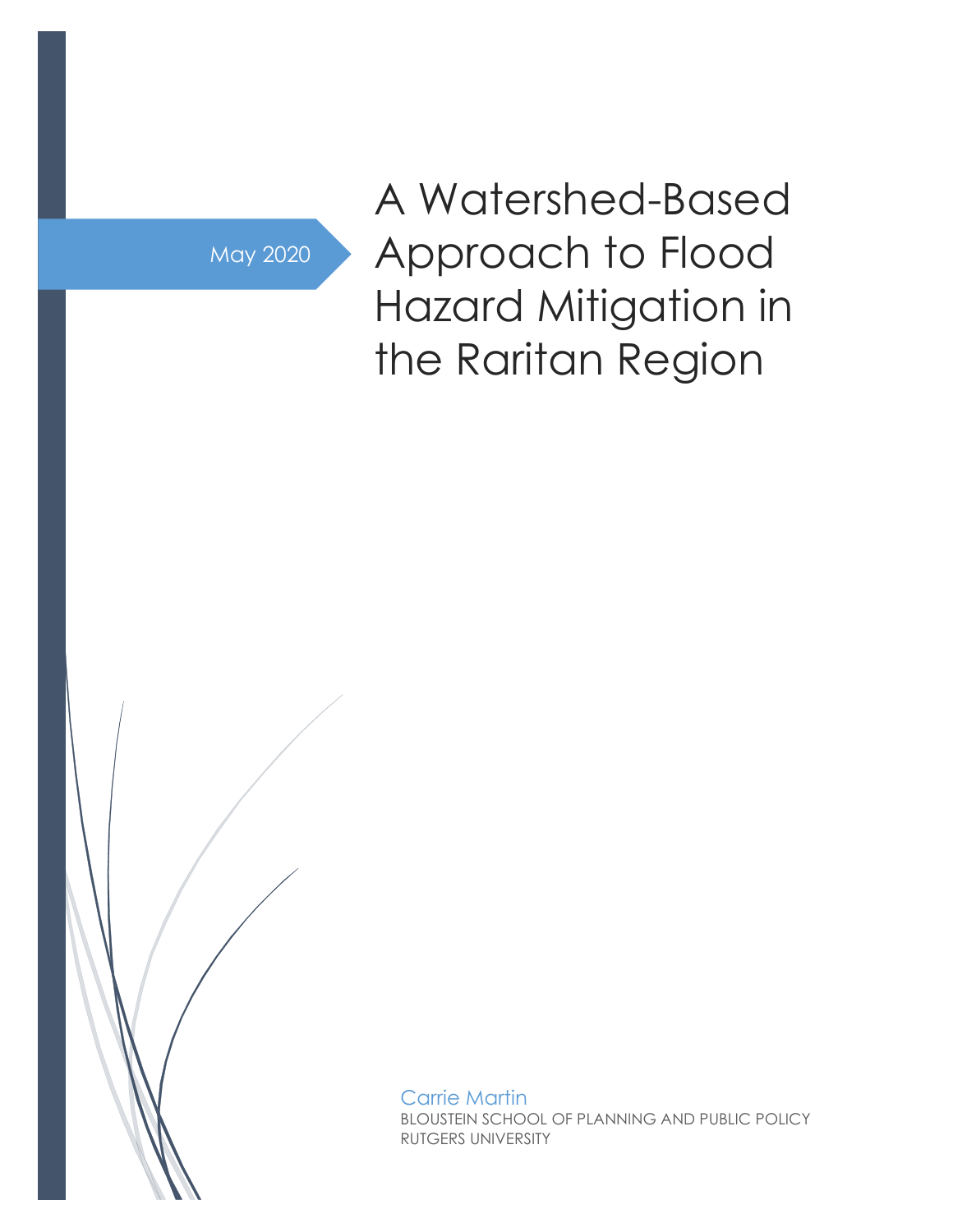May 2020

# A Watershed-Based Approach to Flood Hazard Mitigation in the Raritan Region

Carrie Martin

BLOUSTEIN SCHOOL OF PLANNING AND PUBLIC POLICY
RUTGERS UNIVERSITY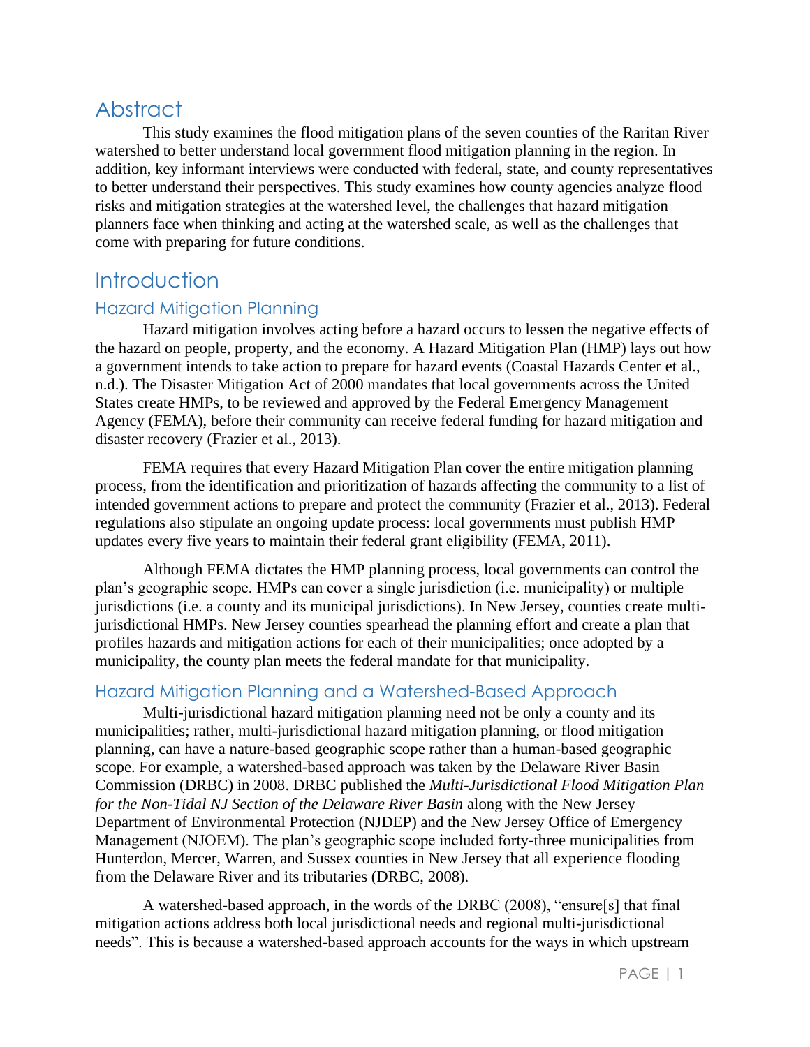# Abstract

This study examines the flood mitigation plans of the seven counties of the Raritan River watershed to better understand local government flood mitigation planning in the region. In addition, key informant interviews were conducted with federal, state, and county representatives to better understand their perspectives. This study examines how county agencies analyze flood risks and mitigation strategies at the watershed level, the challenges that hazard mitigation planners face when thinking and acting at the watershed scale, as well as the challenges that come with preparing for future conditions.

# Introduction

## Hazard Mitigation Planning

Hazard mitigation involves acting before a hazard occurs to lessen the negative effects of the hazard on people, property, and the economy. A Hazard Mitigation Plan (HMP) lays out how a government intends to take action to prepare for hazard events (Coastal Hazards Center et al., n.d.). The Disaster Mitigation Act of 2000 mandates that local governments across the United States create HMPs, to be reviewed and approved by the Federal Emergency Management Agency (FEMA), before their community can receive federal funding for hazard mitigation and disaster recovery (Frazier et al., 2013).

FEMA requires that every Hazard Mitigation Plan cover the entire mitigation planning process, from the identification and prioritization of hazards affecting the community to a list of intended government actions to prepare and protect the community (Frazier et al., 2013). Federal regulations also stipulate an ongoing update process: local governments must publish HMP updates every five years to maintain their federal grant eligibility (FEMA, 2011).

Although FEMA dictates the HMP planning process, local governments can control the plan's geographic scope. HMPs can cover a single jurisdiction (i.e. municipality) or multiple jurisdictions (i.e. a county and its municipal jurisdictions). In New Jersey, counties create multi-jurisdictional HMPs. New Jersey counties spearhead the planning effort and create a plan that profiles hazards and mitigation actions for each of their municipalities; once adopted by a municipality, the county plan meets the federal mandate for that municipality.

## Hazard Mitigation Planning and a Watershed-Based Approach

Multi-jurisdictional hazard mitigation planning need not be only a county and its municipalities; rather, multi-jurisdictional hazard mitigation planning, or flood mitigation planning, can have a nature-based geographic scope rather than a human-based geographic scope. For example, a watershed-based approach was taken by the Delaware River Basin Commission (DRBC) in 2008. DRBC published the *Multi-Jurisdictional Flood Mitigation Plan for the Non-Tidal NJ Section of the Delaware River Basin* along with the New Jersey Department of Environmental Protection (NJDEP) and the New Jersey Office of Emergency Management (NJOEM). The plan's geographic scope included forty-three municipalities from Hunterdon, Mercer, Warren, and Sussex counties in New Jersey that all experience flooding from the Delaware River and its tributaries (DRBC, 2008).

A watershed-based approach, in the words of the DRBC (2008), "ensure[s] that final mitigation actions address both local jurisdictional needs and regional multi-jurisdictional needs". This is because a watershed-based approach accounts for the ways in which upstream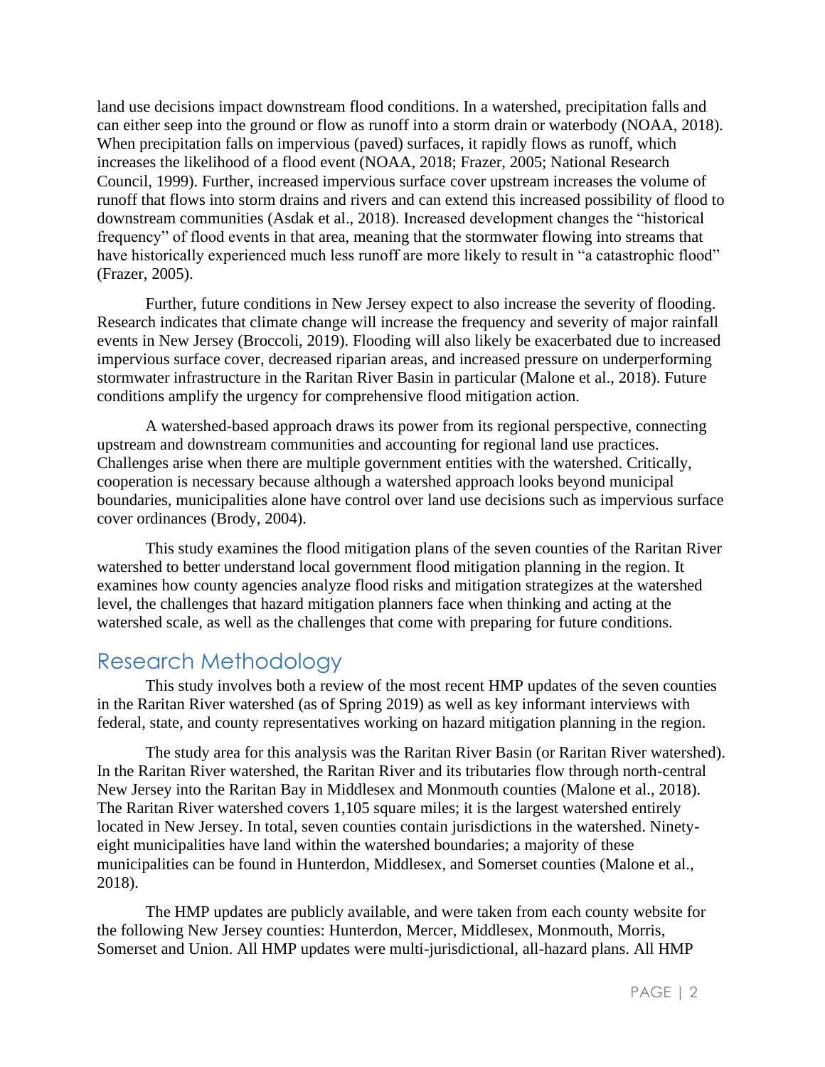land use decisions impact downstream flood conditions. In a watershed, precipitation falls and can either seep into the ground or flow as runoff into a storm drain or waterbody (NOAA, 2018). When precipitation falls on impervious (paved) surfaces, it rapidly flows as runoff, which increases the likelihood of a flood event (NOAA, 2018; Frazer, 2005; National Research Council, 1999). Further, increased impervious surface cover upstream increases the volume of runoff that flows into storm drains and rivers and can extend this increased possibility of flood to downstream communities (Asdak et al., 2018). Increased development changes the "historical frequency" of flood events in that area, meaning that the stormwater flowing into streams that have historically experienced much less runoff are more likely to result in "a catastrophic flood" (Frazer, 2005).

Further, future conditions in New Jersey expect to also increase the severity of flooding. Research indicates that climate change will increase the frequency and severity of major rainfall events in New Jersey (Broccoli, 2019). Flooding will also likely be exacerbated due to increased impervious surface cover, decreased riparian areas, and increased pressure on underperforming stormwater infrastructure in the Raritan River Basin in particular (Malone et al., 2018). Future conditions amplify the urgency for comprehensive flood mitigation action.

A watershed-based approach draws its power from its regional perspective, connecting upstream and downstream communities and accounting for regional land use practices. Challenges arise when there are multiple government entities with the watershed. Critically, cooperation is necessary because although a watershed approach looks beyond municipal boundaries, municipalities alone have control over land use decisions such as impervious surface cover ordinances (Brody, 2004).

This study examines the flood mitigation plans of the seven counties of the Raritan River watershed to better understand local government flood mitigation planning in the region. It examines how county agencies analyze flood risks and mitigation strategizes at the watershed level, the challenges that hazard mitigation planners face when thinking and acting at the watershed scale, as well as the challenges that come with preparing for future conditions.

## Research Methodology

This study involves both a review of the most recent HMP updates of the seven counties in the Raritan River watershed (as of Spring 2019) as well as key informant interviews with federal, state, and county representatives working on hazard mitigation planning in the region.

The study area for this analysis was the Raritan River Basin (or Raritan River watershed). In the Raritan River watershed, the Raritan River and its tributaries flow through north-central New Jersey into the Raritan Bay in Middlesex and Monmouth counties (Malone et al., 2018). The Raritan River watershed covers 1,105 square miles; it is the largest watershed entirely located in New Jersey. In total, seven counties contain jurisdictions in the watershed. Ninety-eight municipalities have land within the watershed boundaries; a majority of these municipalities can be found in Hunterdon, Middlesex, and Somerset counties (Malone et al., 2018).

The HMP updates are publicly available, and were taken from each county website for the following New Jersey counties: Hunterdon, Mercer, Middlesex, Monmouth, Morris, Somerset and Union. All HMP updates were multi-jurisdictional, all-hazard plans. All HMP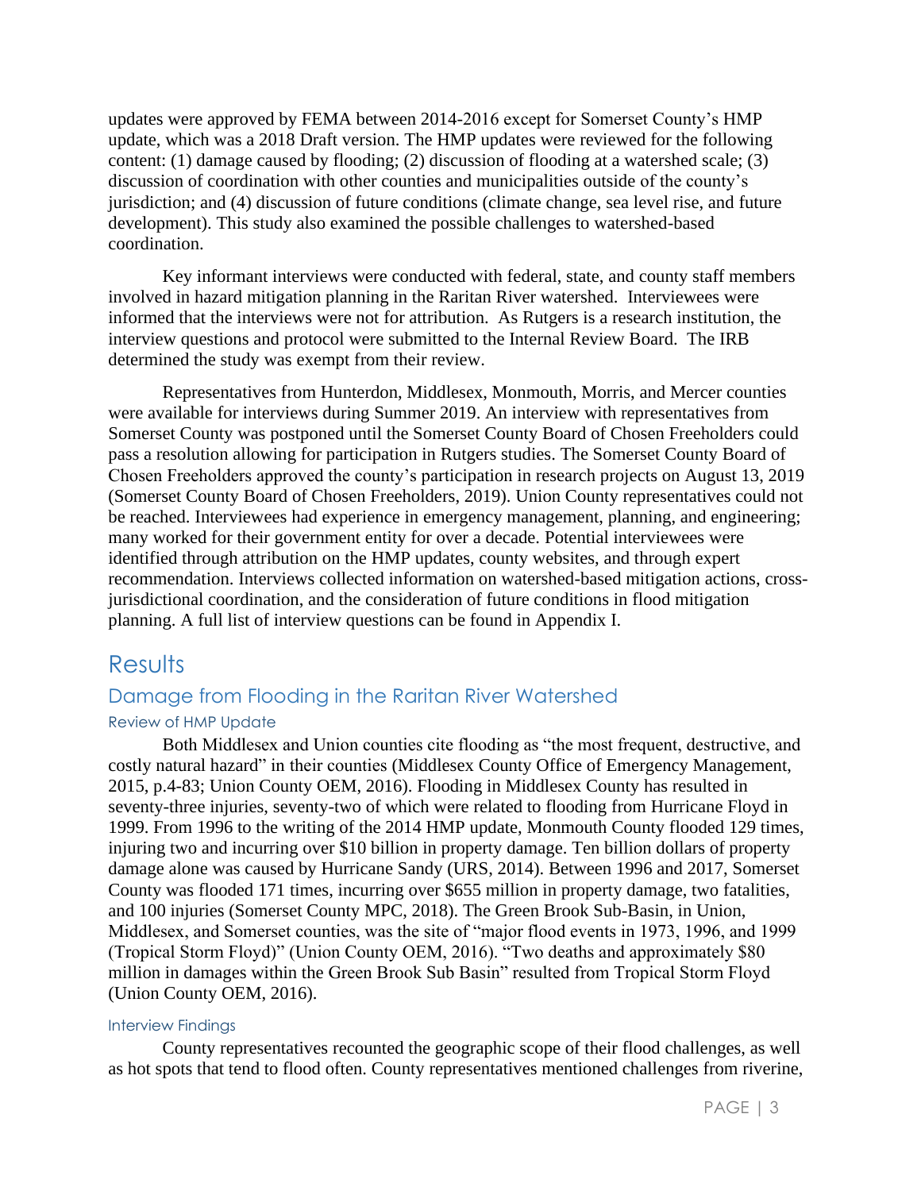updates were approved by FEMA between 2014-2016 except for Somerset County's HMP update, which was a 2018 Draft version. The HMP updates were reviewed for the following content: (1) damage caused by flooding; (2) discussion of flooding at a watershed scale; (3) discussion of coordination with other counties and municipalities outside of the county's jurisdiction; and (4) discussion of future conditions (climate change, sea level rise, and future development). This study also examined the possible challenges to watershed-based coordination.

Key informant interviews were conducted with federal, state, and county staff members involved in hazard mitigation planning in the Raritan River watershed. Interviewees were informed that the interviews were not for attribution. As Rutgers is a research institution, the interview questions and protocol were submitted to the Internal Review Board. The IRB determined the study was exempt from their review.

Representatives from Hunterdon, Middlesex, Monmouth, Morris, and Mercer counties were available for interviews during Summer 2019. An interview with representatives from Somerset County was postponed until the Somerset County Board of Chosen Freeholders could pass a resolution allowing for participation in Rutgers studies. The Somerset County Board of Chosen Freeholders approved the county's participation in research projects on August 13, 2019 (Somerset County Board of Chosen Freeholders, 2019). Union County representatives could not be reached. Interviewees had experience in emergency management, planning, and engineering; many worked for their government entity for over a decade. Potential interviewees were identified through attribution on the HMP updates, county websites, and through expert recommendation. Interviews collected information on watershed-based mitigation actions, cross-jurisdictional coordination, and the consideration of future conditions in flood mitigation planning. A full list of interview questions can be found in Appendix I.

# Results

## Damage from Flooding in the Raritan River Watershed

### Review of HMP Update

Both Middlesex and Union counties cite flooding as "the most frequent, destructive, and costly natural hazard" in their counties (Middlesex County Office of Emergency Management, 2015, p.4-83; Union County OEM, 2016). Flooding in Middlesex County has resulted in seventy-three injuries, seventy-two of which were related to flooding from Hurricane Floyd in 1999. From 1996 to the writing of the 2014 HMP update, Monmouth County flooded 129 times, injuring two and incurring over $10 billion in property damage. Ten billion dollars of property damage alone was caused by Hurricane Sandy (URS, 2014). Between 1996 and 2017, Somerset County was flooded 171 times, incurring over $655 million in property damage, two fatalities, and 100 injuries (Somerset County MPC, 2018). The Green Brook Sub-Basin, in Union, Middlesex, and Somerset counties, was the site of "major flood events in 1973, 1996, and 1999 (Tropical Storm Floyd)" (Union County OEM, 2016). "Two deaths and approximately $80 million in damages within the Green Brook Sub Basin" resulted from Tropical Storm Floyd (Union County OEM, 2016).

### Interview Findings

County representatives recounted the geographic scope of their flood challenges, as well as hot spots that tend to flood often. County representatives mentioned challenges from riverine,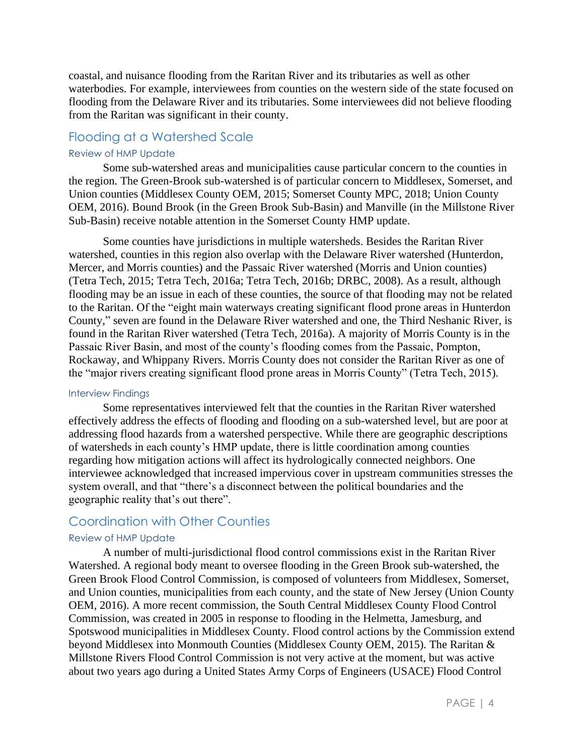coastal, and nuisance flooding from the Raritan River and its tributaries as well as other waterbodies. For example, interviewees from counties on the western side of the state focused on flooding from the Delaware River and its tributaries. Some interviewees did not believe flooding from the Raritan was significant in their county.

## Flooding at a Watershed Scale

### Review of HMP Update

Some sub-watershed areas and municipalities cause particular concern to the counties in the region. The Green-Brook sub-watershed is of particular concern to Middlesex, Somerset, and Union counties (Middlesex County OEM, 2015; Somerset County MPC, 2018; Union County OEM, 2016). Bound Brook (in the Green Brook Sub-Basin) and Manville (in the Millstone River Sub-Basin) receive notable attention in the Somerset County HMP update.

Some counties have jurisdictions in multiple watersheds. Besides the Raritan River watershed, counties in this region also overlap with the Delaware River watershed (Hunterdon, Mercer, and Morris counties) and the Passaic River watershed (Morris and Union counties) (Tetra Tech, 2015; Tetra Tech, 2016a; Tetra Tech, 2016b; DRBC, 2008). As a result, although flooding may be an issue in each of these counties, the source of that flooding may not be related to the Raritan. Of the "eight main waterways creating significant flood prone areas in Hunterdon County," seven are found in the Delaware River watershed and one, the Third Neshanic River, is found in the Raritan River watershed (Tetra Tech, 2016a). A majority of Morris County is in the Passaic River Basin, and most of the county's flooding comes from the Passaic, Pompton, Rockaway, and Whippany Rivers. Morris County does not consider the Raritan River as one of the "major rivers creating significant flood prone areas in Morris County" (Tetra Tech, 2015).

### Interview Findings

Some representatives interviewed felt that the counties in the Raritan River watershed effectively address the effects of flooding and flooding on a sub-watershed level, but are poor at addressing flood hazards from a watershed perspective. While there are geographic descriptions of watersheds in each county's HMP update, there is little coordination among counties regarding how mitigation actions will affect its hydrologically connected neighbors. One interviewee acknowledged that increased impervious cover in upstream communities stresses the system overall, and that "there's a disconnect between the political boundaries and the geographic reality that's out there".

## Coordination with Other Counties

### Review of HMP Update

A number of multi-jurisdictional flood control commissions exist in the Raritan River Watershed. A regional body meant to oversee flooding in the Green Brook sub-watershed, the Green Brook Flood Control Commission, is composed of volunteers from Middlesex, Somerset, and Union counties, municipalities from each county, and the state of New Jersey (Union County OEM, 2016). A more recent commission, the South Central Middlesex County Flood Control Commission, was created in 2005 in response to flooding in the Helmetta, Jamesburg, and Spotswood municipalities in Middlesex County. Flood control actions by the Commission extend beyond Middlesex into Monmouth Counties (Middlesex County OEM, 2015). The Raritan & Millstone Rivers Flood Control Commission is not very active at the moment, but was active about two years ago during a United States Army Corps of Engineers (USACE) Flood Control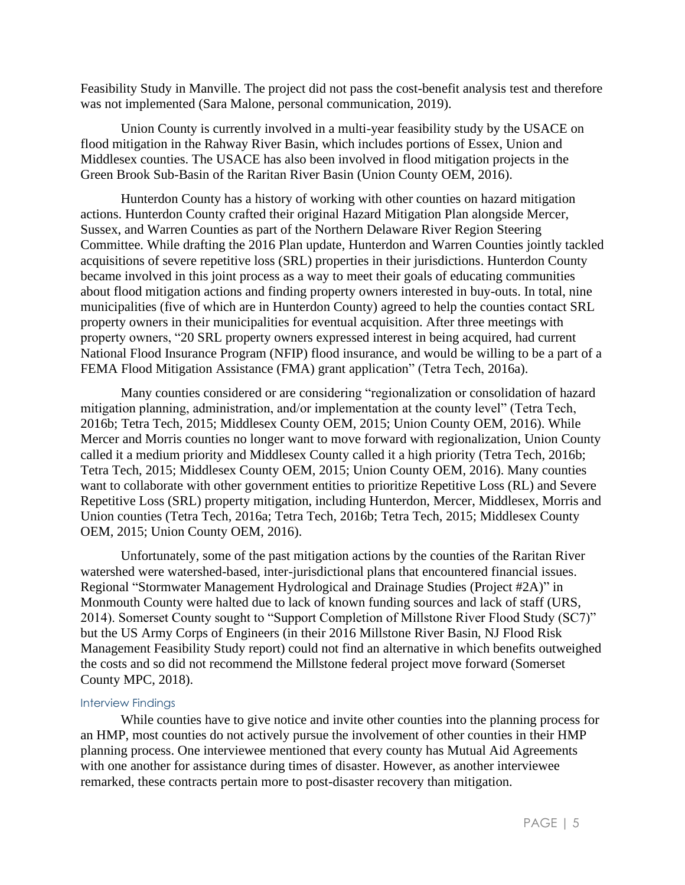Feasibility Study in Manville. The project did not pass the cost-benefit analysis test and therefore was not implemented (Sara Malone, personal communication, 2019).

Union County is currently involved in a multi-year feasibility study by the USACE on flood mitigation in the Rahway River Basin, which includes portions of Essex, Union and Middlesex counties. The USACE has also been involved in flood mitigation projects in the Green Brook Sub-Basin of the Raritan River Basin (Union County OEM, 2016).

Hunterdon County has a history of working with other counties on hazard mitigation actions. Hunterdon County crafted their original Hazard Mitigation Plan alongside Mercer, Sussex, and Warren Counties as part of the Northern Delaware River Region Steering Committee. While drafting the 2016 Plan update, Hunterdon and Warren Counties jointly tackled acquisitions of severe repetitive loss (SRL) properties in their jurisdictions. Hunterdon County became involved in this joint process as a way to meet their goals of educating communities about flood mitigation actions and finding property owners interested in buy-outs. In total, nine municipalities (five of which are in Hunterdon County) agreed to help the counties contact SRL property owners in their municipalities for eventual acquisition. After three meetings with property owners, "20 SRL property owners expressed interest in being acquired, had current National Flood Insurance Program (NFIP) flood insurance, and would be willing to be a part of a FEMA Flood Mitigation Assistance (FMA) grant application" (Tetra Tech, 2016a).

Many counties considered or are considering "regionalization or consolidation of hazard mitigation planning, administration, and/or implementation at the county level" (Tetra Tech, 2016b; Tetra Tech, 2015; Middlesex County OEM, 2015; Union County OEM, 2016). While Mercer and Morris counties no longer want to move forward with regionalization, Union County called it a medium priority and Middlesex County called it a high priority (Tetra Tech, 2016b; Tetra Tech, 2015; Middlesex County OEM, 2015; Union County OEM, 2016). Many counties want to collaborate with other government entities to prioritize Repetitive Loss (RL) and Severe Repetitive Loss (SRL) property mitigation, including Hunterdon, Mercer, Middlesex, Morris and Union counties (Tetra Tech, 2016a; Tetra Tech, 2016b; Tetra Tech, 2015; Middlesex County OEM, 2015; Union County OEM, 2016).

Unfortunately, some of the past mitigation actions by the counties of the Raritan River watershed were watershed-based, inter-jurisdictional plans that encountered financial issues. Regional "Stormwater Management Hydrological and Drainage Studies (Project #2A)" in Monmouth County were halted due to lack of known funding sources and lack of staff (URS, 2014). Somerset County sought to "Support Completion of Millstone River Flood Study (SC7)" but the US Army Corps of Engineers (in their 2016 Millstone River Basin, NJ Flood Risk Management Feasibility Study report) could not find an alternative in which benefits outweighed the costs and so did not recommend the Millstone federal project move forward (Somerset County MPC, 2018).

### Interview Findings

While counties have to give notice and invite other counties into the planning process for an HMP, most counties do not actively pursue the involvement of other counties in their HMP planning process. One interviewee mentioned that every county has Mutual Aid Agreements with one another for assistance during times of disaster. However, as another interviewee remarked, these contracts pertain more to post-disaster recovery than mitigation.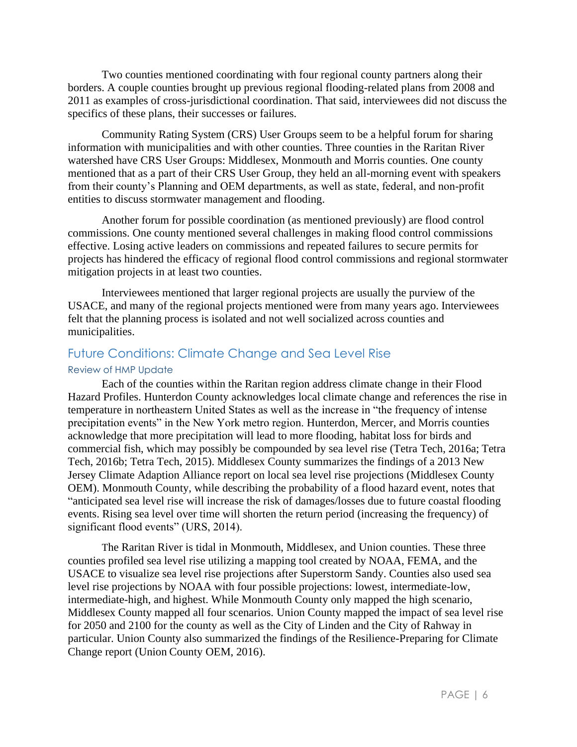Two counties mentioned coordinating with four regional county partners along their borders. A couple counties brought up previous regional flooding-related plans from 2008 and 2011 as examples of cross-jurisdictional coordination. That said, interviewees did not discuss the specifics of these plans, their successes or failures.

Community Rating System (CRS) User Groups seem to be a helpful forum for sharing information with municipalities and with other counties. Three counties in the Raritan River watershed have CRS User Groups: Middlesex, Monmouth and Morris counties. One county mentioned that as a part of their CRS User Group, they held an all-morning event with speakers from their county's Planning and OEM departments, as well as state, federal, and non-profit entities to discuss stormwater management and flooding.

Another forum for possible coordination (as mentioned previously) are flood control commissions. One county mentioned several challenges in making flood control commissions effective. Losing active leaders on commissions and repeated failures to secure permits for projects has hindered the efficacy of regional flood control commissions and regional stormwater mitigation projects in at least two counties.

Interviewees mentioned that larger regional projects are usually the purview of the USACE, and many of the regional projects mentioned were from many years ago. Interviewees felt that the planning process is isolated and not well socialized across counties and municipalities.

## Future Conditions: Climate Change and Sea Level Rise

### Review of HMP Update

Each of the counties within the Raritan region address climate change in their Flood Hazard Profiles. Hunterdon County acknowledges local climate change and references the rise in temperature in northeastern United States as well as the increase in "the frequency of intense precipitation events" in the New York metro region. Hunterdon, Mercer, and Morris counties acknowledge that more precipitation will lead to more flooding, habitat loss for birds and commercial fish, which may possibly be compounded by sea level rise (Tetra Tech, 2016a; Tetra Tech, 2016b; Tetra Tech, 2015). Middlesex County summarizes the findings of a 2013 New Jersey Climate Adaption Alliance report on local sea level rise projections (Middlesex County OEM). Monmouth County, while describing the probability of a flood hazard event, notes that "anticipated sea level rise will increase the risk of damages/losses due to future coastal flooding events. Rising sea level over time will shorten the return period (increasing the frequency) of significant flood events" (URS, 2014).

The Raritan River is tidal in Monmouth, Middlesex, and Union counties. These three counties profiled sea level rise utilizing a mapping tool created by NOAA, FEMA, and the USACE to visualize sea level rise projections after Superstorm Sandy. Counties also used sea level rise projections by NOAA with four possible projections: lowest, intermediate-low, intermediate-high, and highest. While Monmouth County only mapped the high scenario, Middlesex County mapped all four scenarios. Union County mapped the impact of sea level rise for 2050 and 2100 for the county as well as the City of Linden and the City of Rahway in particular. Union County also summarized the findings of the Resilience-Preparing for Climate Change report (Union County OEM, 2016).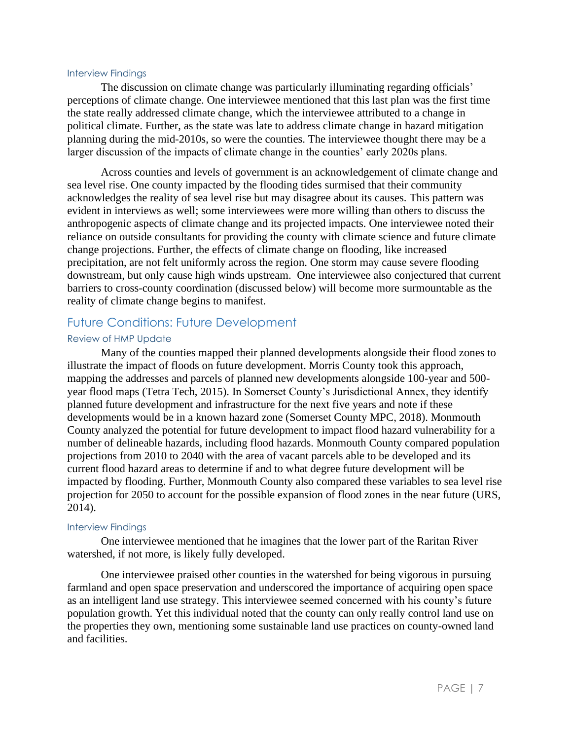#### Interview Findings

The discussion on climate change was particularly illuminating regarding officials' perceptions of climate change. One interviewee mentioned that this last plan was the first time the state really addressed climate change, which the interviewee attributed to a change in political climate. Further, as the state was late to address climate change in hazard mitigation planning during the mid-2010s, so were the counties. The interviewee thought there may be a larger discussion of the impacts of climate change in the counties' early 2020s plans.

Across counties and levels of government is an acknowledgement of climate change and sea level rise. One county impacted by the flooding tides surmised that their community acknowledges the reality of sea level rise but may disagree about its causes. This pattern was evident in interviews as well; some interviewees were more willing than others to discuss the anthropogenic aspects of climate change and its projected impacts. One interviewee noted their reliance on outside consultants for providing the county with climate science and future climate change projections. Further, the effects of climate change on flooding, like increased precipitation, are not felt uniformly across the region. One storm may cause severe flooding downstream, but only cause high winds upstream. One interviewee also conjectured that current barriers to cross-county coordination (discussed below) will become more surmountable as the reality of climate change begins to manifest.

### Future Conditions: Future Development

#### Review of HMP Update

Many of the counties mapped their planned developments alongside their flood zones to illustrate the impact of floods on future development. Morris County took this approach, mapping the addresses and parcels of planned new developments alongside 100-year and 500-year flood maps (Tetra Tech, 2015). In Somerset County's Jurisdictional Annex, they identify planned future development and infrastructure for the next five years and note if these developments would be in a known hazard zone (Somerset County MPC, 2018). Monmouth County analyzed the potential for future development to impact flood hazard vulnerability for a number of delineable hazards, including flood hazards. Monmouth County compared population projections from 2010 to 2040 with the area of vacant parcels able to be developed and its current flood hazard areas to determine if and to what degree future development will be impacted by flooding. Further, Monmouth County also compared these variables to sea level rise projection for 2050 to account for the possible expansion of flood zones in the near future (URS, 2014).

#### Interview Findings

One interviewee mentioned that he imagines that the lower part of the Raritan River watershed, if not more, is likely fully developed.

One interviewee praised other counties in the watershed for being vigorous in pursuing farmland and open space preservation and underscored the importance of acquiring open space as an intelligent land use strategy. This interviewee seemed concerned with his county's future population growth. Yet this individual noted that the county can only really control land use on the properties they own, mentioning some sustainable land use practices on county-owned land and facilities.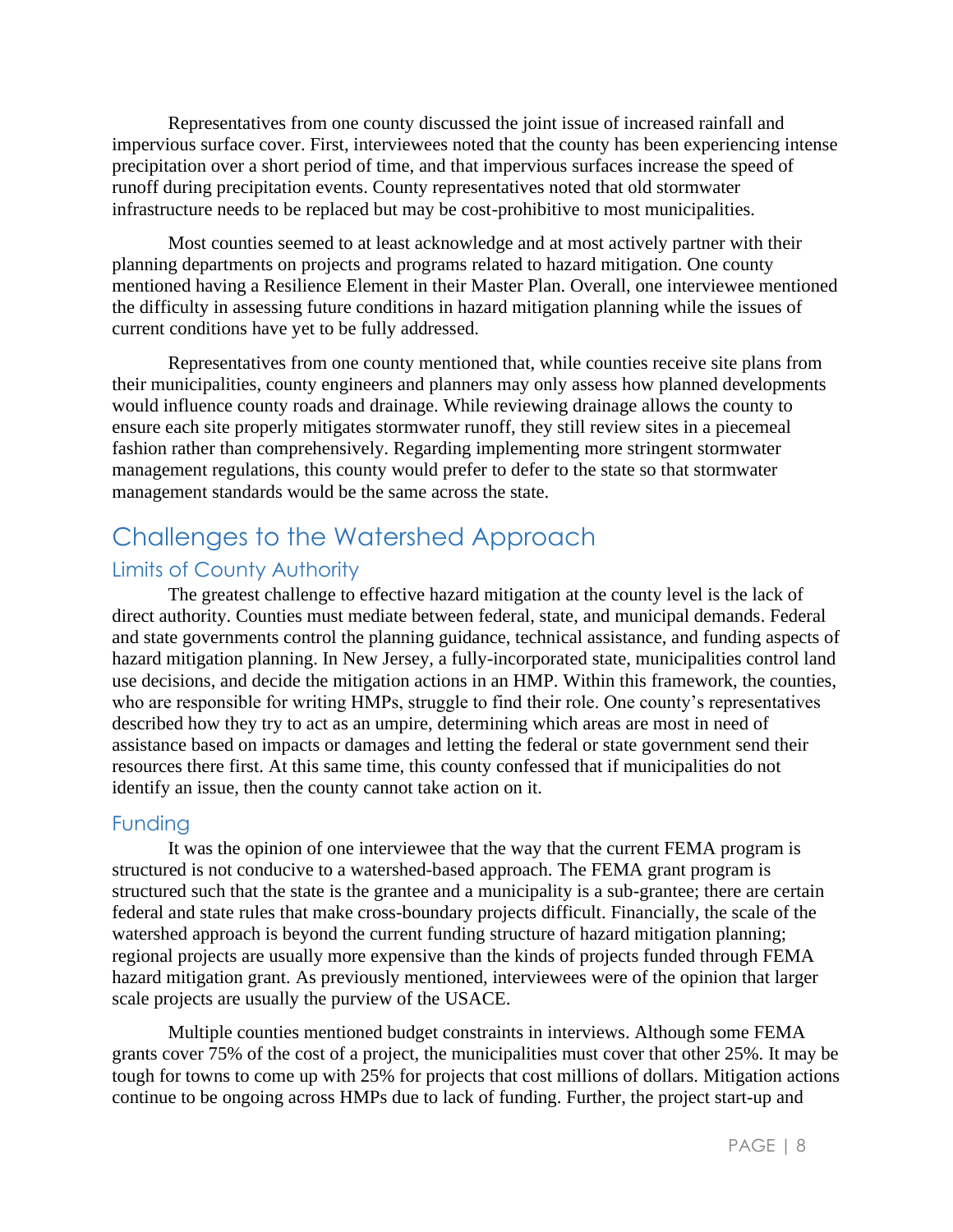Representatives from one county discussed the joint issue of increased rainfall and impervious surface cover. First, interviewees noted that the county has been experiencing intense precipitation over a short period of time, and that impervious surfaces increase the speed of runoff during precipitation events. County representatives noted that old stormwater infrastructure needs to be replaced but may be cost-prohibitive to most municipalities.

Most counties seemed to at least acknowledge and at most actively partner with their planning departments on projects and programs related to hazard mitigation. One county mentioned having a Resilience Element in their Master Plan. Overall, one interviewee mentioned the difficulty in assessing future conditions in hazard mitigation planning while the issues of current conditions have yet to be fully addressed.

Representatives from one county mentioned that, while counties receive site plans from their municipalities, county engineers and planners may only assess how planned developments would influence county roads and drainage. While reviewing drainage allows the county to ensure each site properly mitigates stormwater runoff, they still review sites in a piecemeal fashion rather than comprehensively. Regarding implementing more stringent stormwater management regulations, this county would prefer to defer to the state so that stormwater management standards would be the same across the state.

## Challenges to the Watershed Approach

### Limits of County Authority

The greatest challenge to effective hazard mitigation at the county level is the lack of direct authority. Counties must mediate between federal, state, and municipal demands. Federal and state governments control the planning guidance, technical assistance, and funding aspects of hazard mitigation planning. In New Jersey, a fully-incorporated state, municipalities control land use decisions, and decide the mitigation actions in an HMP. Within this framework, the counties, who are responsible for writing HMPs, struggle to find their role. One county's representatives described how they try to act as an umpire, determining which areas are most in need of assistance based on impacts or damages and letting the federal or state government send their resources there first. At this same time, this county confessed that if municipalities do not identify an issue, then the county cannot take action on it.

### Funding

It was the opinion of one interviewee that the way that the current FEMA program is structured is not conducive to a watershed-based approach. The FEMA grant program is structured such that the state is the grantee and a municipality is a sub-grantee; there are certain federal and state rules that make cross-boundary projects difficult. Financially, the scale of the watershed approach is beyond the current funding structure of hazard mitigation planning; regional projects are usually more expensive than the kinds of projects funded through FEMA hazard mitigation grant. As previously mentioned, interviewees were of the opinion that larger scale projects are usually the purview of the USACE.

Multiple counties mentioned budget constraints in interviews. Although some FEMA grants cover 75% of the cost of a project, the municipalities must cover that other 25%. It may be tough for towns to come up with 25% for projects that cost millions of dollars. Mitigation actions continue to be ongoing across HMPs due to lack of funding. Further, the project start-up and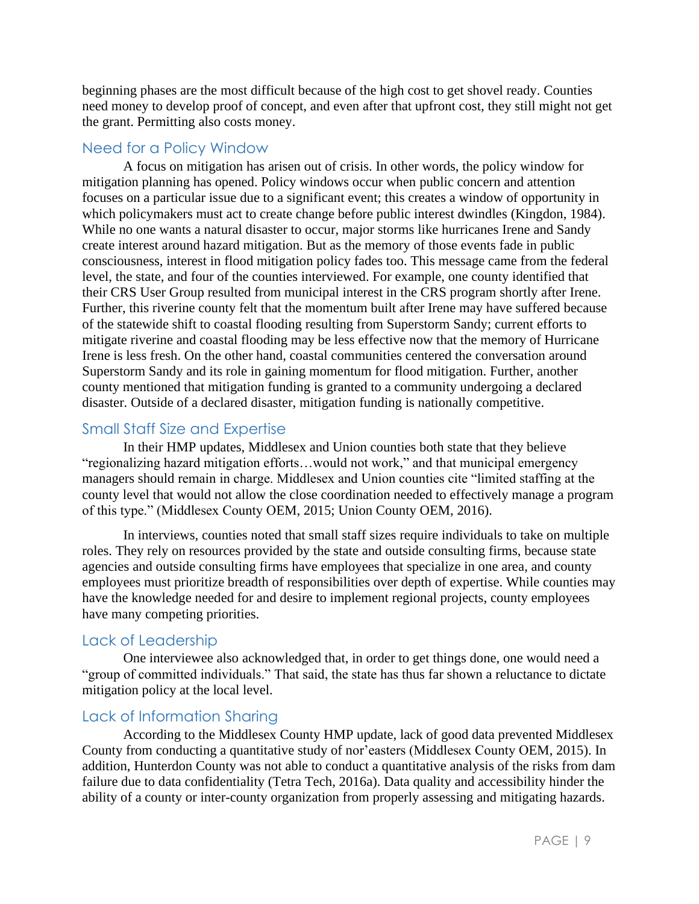beginning phases are the most difficult because of the high cost to get shovel ready. Counties need money to develop proof of concept, and even after that upfront cost, they still might not get the grant. Permitting also costs money.

## Need for a Policy Window

A focus on mitigation has arisen out of crisis. In other words, the policy window for mitigation planning has opened. Policy windows occur when public concern and attention focuses on a particular issue due to a significant event; this creates a window of opportunity in which policymakers must act to create change before public interest dwindles (Kingdon, 1984). While no one wants a natural disaster to occur, major storms like hurricanes Irene and Sandy create interest around hazard mitigation. But as the memory of those events fade in public consciousness, interest in flood mitigation policy fades too. This message came from the federal level, the state, and four of the counties interviewed. For example, one county identified that their CRS User Group resulted from municipal interest in the CRS program shortly after Irene. Further, this riverine county felt that the momentum built after Irene may have suffered because of the statewide shift to coastal flooding resulting from Superstorm Sandy; current efforts to mitigate riverine and coastal flooding may be less effective now that the memory of Hurricane Irene is less fresh. On the other hand, coastal communities centered the conversation around Superstorm Sandy and its role in gaining momentum for flood mitigation. Further, another county mentioned that mitigation funding is granted to a community undergoing a declared disaster. Outside of a declared disaster, mitigation funding is nationally competitive.

## Small Staff Size and Expertise

In their HMP updates, Middlesex and Union counties both state that they believe "regionalizing hazard mitigation efforts…would not work," and that municipal emergency managers should remain in charge. Middlesex and Union counties cite "limited staffing at the county level that would not allow the close coordination needed to effectively manage a program of this type." (Middlesex County OEM, 2015; Union County OEM, 2016).

In interviews, counties noted that small staff sizes require individuals to take on multiple roles. They rely on resources provided by the state and outside consulting firms, because state agencies and outside consulting firms have employees that specialize in one area, and county employees must prioritize breadth of responsibilities over depth of expertise. While counties may have the knowledge needed for and desire to implement regional projects, county employees have many competing priorities.

## Lack of Leadership

One interviewee also acknowledged that, in order to get things done, one would need a "group of committed individuals." That said, the state has thus far shown a reluctance to dictate mitigation policy at the local level.

## Lack of Information Sharing

According to the Middlesex County HMP update, lack of good data prevented Middlesex County from conducting a quantitative study of nor'easters (Middlesex County OEM, 2015). In addition, Hunterdon County was not able to conduct a quantitative analysis of the risks from dam failure due to data confidentiality (Tetra Tech, 2016a). Data quality and accessibility hinder the ability of a county or inter-county organization from properly assessing and mitigating hazards.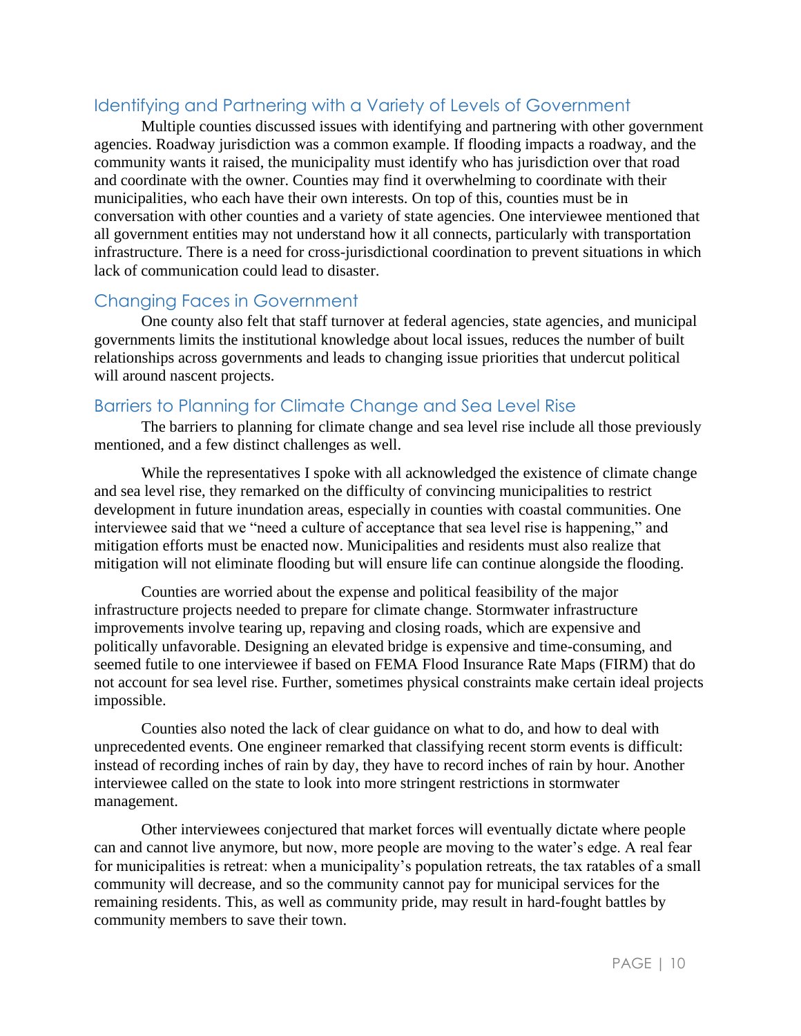## Identifying and Partnering with a Variety of Levels of Government

Multiple counties discussed issues with identifying and partnering with other government agencies. Roadway jurisdiction was a common example. If flooding impacts a roadway, and the community wants it raised, the municipality must identify who has jurisdiction over that road and coordinate with the owner. Counties may find it overwhelming to coordinate with their municipalities, who each have their own interests. On top of this, counties must be in conversation with other counties and a variety of state agencies. One interviewee mentioned that all government entities may not understand how it all connects, particularly with transportation infrastructure. There is a need for cross-jurisdictional coordination to prevent situations in which lack of communication could lead to disaster.

## Changing Faces in Government

One county also felt that staff turnover at federal agencies, state agencies, and municipal governments limits the institutional knowledge about local issues, reduces the number of built relationships across governments and leads to changing issue priorities that undercut political will around nascent projects.

## Barriers to Planning for Climate Change and Sea Level Rise

The barriers to planning for climate change and sea level rise include all those previously mentioned, and a few distinct challenges as well.

While the representatives I spoke with all acknowledged the existence of climate change and sea level rise, they remarked on the difficulty of convincing municipalities to restrict development in future inundation areas, especially in counties with coastal communities. One interviewee said that we "need a culture of acceptance that sea level rise is happening," and mitigation efforts must be enacted now. Municipalities and residents must also realize that mitigation will not eliminate flooding but will ensure life can continue alongside the flooding.

Counties are worried about the expense and political feasibility of the major infrastructure projects needed to prepare for climate change. Stormwater infrastructure improvements involve tearing up, repaving and closing roads, which are expensive and politically unfavorable. Designing an elevated bridge is expensive and time-consuming, and seemed futile to one interviewee if based on FEMA Flood Insurance Rate Maps (FIRM) that do not account for sea level rise. Further, sometimes physical constraints make certain ideal projects impossible.

Counties also noted the lack of clear guidance on what to do, and how to deal with unprecedented events. One engineer remarked that classifying recent storm events is difficult: instead of recording inches of rain by day, they have to record inches of rain by hour. Another interviewee called on the state to look into more stringent restrictions in stormwater management.

Other interviewees conjectured that market forces will eventually dictate where people can and cannot live anymore, but now, more people are moving to the water's edge. A real fear for municipalities is retreat: when a municipality's population retreats, the tax ratables of a small community will decrease, and so the community cannot pay for municipal services for the remaining residents. This, as well as community pride, may result in hard-fought battles by community members to save their town.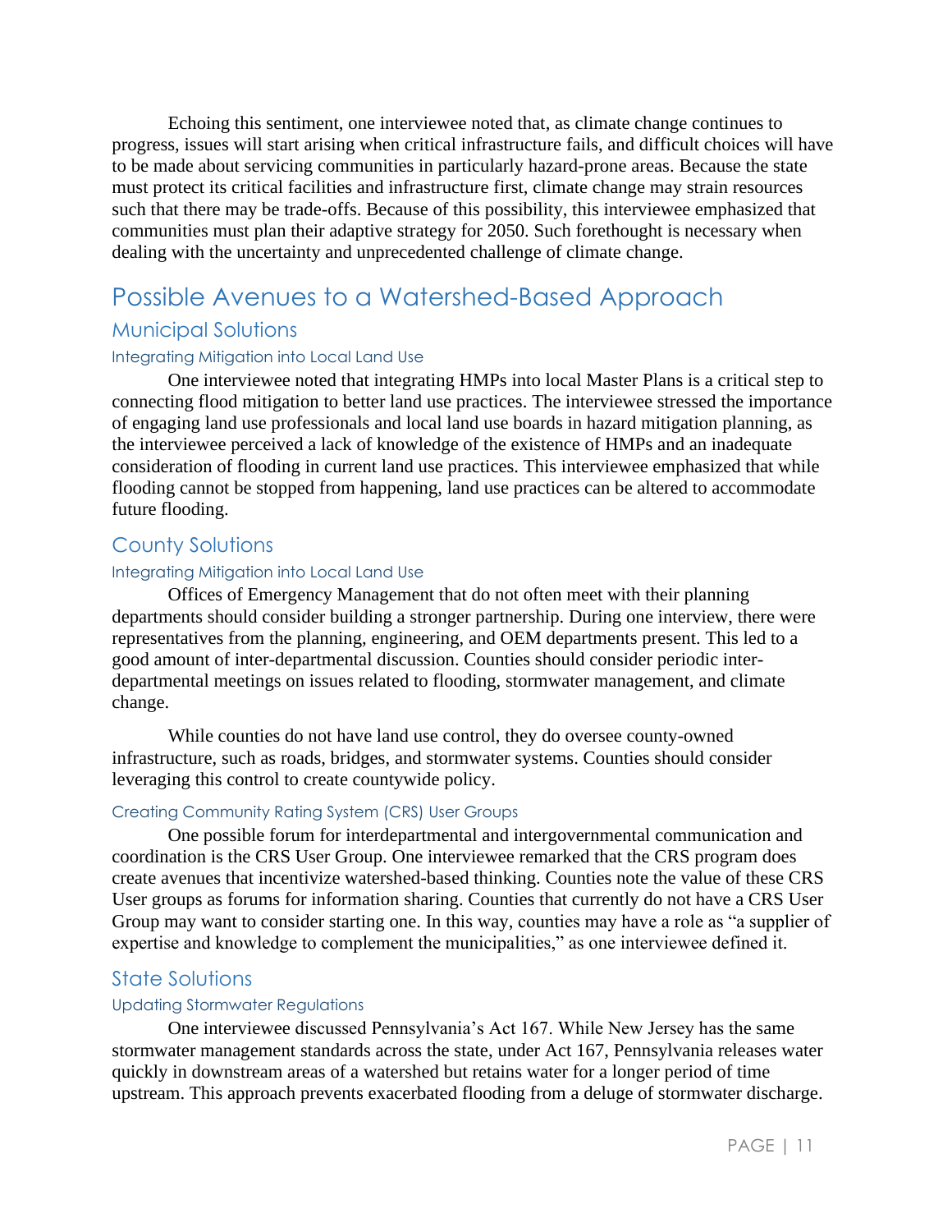Echoing this sentiment, one interviewee noted that, as climate change continues to progress, issues will start arising when critical infrastructure fails, and difficult choices will have to be made about servicing communities in particularly hazard-prone areas. Because the state must protect its critical facilities and infrastructure first, climate change may strain resources such that there may be trade-offs. Because of this possibility, this interviewee emphasized that communities must plan their adaptive strategy for 2050. Such forethought is necessary when dealing with the uncertainty and unprecedented challenge of climate change.

# Possible Avenues to a Watershed-Based Approach

## Municipal Solutions

### Integrating Mitigation into Local Land Use

One interviewee noted that integrating HMPs into local Master Plans is a critical step to connecting flood mitigation to better land use practices. The interviewee stressed the importance of engaging land use professionals and local land use boards in hazard mitigation planning, as the interviewee perceived a lack of knowledge of the existence of HMPs and an inadequate consideration of flooding in current land use practices. This interviewee emphasized that while flooding cannot be stopped from happening, land use practices can be altered to accommodate future flooding.

## County Solutions

### Integrating Mitigation into Local Land Use

Offices of Emergency Management that do not often meet with their planning departments should consider building a stronger partnership. During one interview, there were representatives from the planning, engineering, and OEM departments present. This led to a good amount of inter-departmental discussion. Counties should consider periodic inter-departmental meetings on issues related to flooding, stormwater management, and climate change.

While counties do not have land use control, they do oversee county-owned infrastructure, such as roads, bridges, and stormwater systems. Counties should consider leveraging this control to create countywide policy.

### Creating Community Rating System (CRS) User Groups

One possible forum for interdepartmental and intergovernmental communication and coordination is the CRS User Group. One interviewee remarked that the CRS program does create avenues that incentivize watershed-based thinking. Counties note the value of these CRS User groups as forums for information sharing. Counties that currently do not have a CRS User Group may want to consider starting one. In this way, counties may have a role as "a supplier of expertise and knowledge to complement the municipalities," as one interviewee defined it.

## State Solutions

### Updating Stormwater Regulations

One interviewee discussed Pennsylvania's Act 167. While New Jersey has the same stormwater management standards across the state, under Act 167, Pennsylvania releases water quickly in downstream areas of a watershed but retains water for a longer period of time upstream. This approach prevents exacerbated flooding from a deluge of stormwater discharge.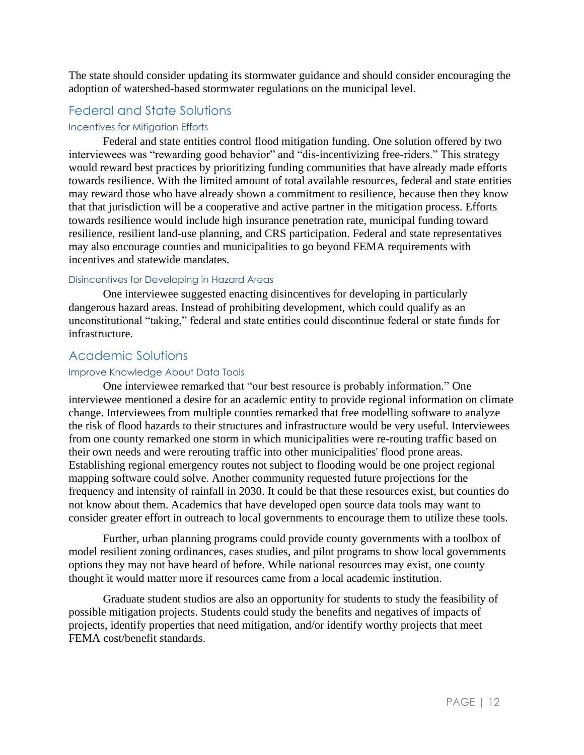The state should consider updating its stormwater guidance and should consider encouraging the adoption of watershed-based stormwater regulations on the municipal level.

## Federal and State Solutions

### Incentives for Mitigation Efforts

Federal and state entities control flood mitigation funding. One solution offered by two interviewees was "rewarding good behavior" and "dis-incentivizing free-riders." This strategy would reward best practices by prioritizing funding communities that have already made efforts towards resilience. With the limited amount of total available resources, federal and state entities may reward those who have already shown a commitment to resilience, because then they know that that jurisdiction will be a cooperative and active partner in the mitigation process. Efforts towards resilience would include high insurance penetration rate, municipal funding toward resilience, resilient land-use planning, and CRS participation. Federal and state representatives may also encourage counties and municipalities to go beyond FEMA requirements with incentives and statewide mandates.

### Disincentives for Developing in Hazard Areas

One interviewee suggested enacting disincentives for developing in particularly dangerous hazard areas. Instead of prohibiting development, which could qualify as an unconstitutional "taking," federal and state entities could discontinue federal or state funds for infrastructure.

## Academic Solutions

### Improve Knowledge About Data Tools

One interviewee remarked that "our best resource is probably information." One interviewee mentioned a desire for an academic entity to provide regional information on climate change. Interviewees from multiple counties remarked that free modelling software to analyze the risk of flood hazards to their structures and infrastructure would be very useful. Interviewees from one county remarked one storm in which municipalities were re-routing traffic based on their own needs and were rerouting traffic into other municipalities' flood prone areas. Establishing regional emergency routes not subject to flooding would be one project regional mapping software could solve. Another community requested future projections for the frequency and intensity of rainfall in 2030. It could be that these resources exist, but counties do not know about them. Academics that have developed open source data tools may want to consider greater effort in outreach to local governments to encourage them to utilize these tools.

Further, urban planning programs could provide county governments with a toolbox of model resilient zoning ordinances, cases studies, and pilot programs to show local governments options they may not have heard of before. While national resources may exist, one county thought it would matter more if resources came from a local academic institution.

Graduate student studios are also an opportunity for students to study the feasibility of possible mitigation projects. Students could study the benefits and negatives of impacts of projects, identify properties that need mitigation, and/or identify worthy projects that meet FEMA cost/benefit standards.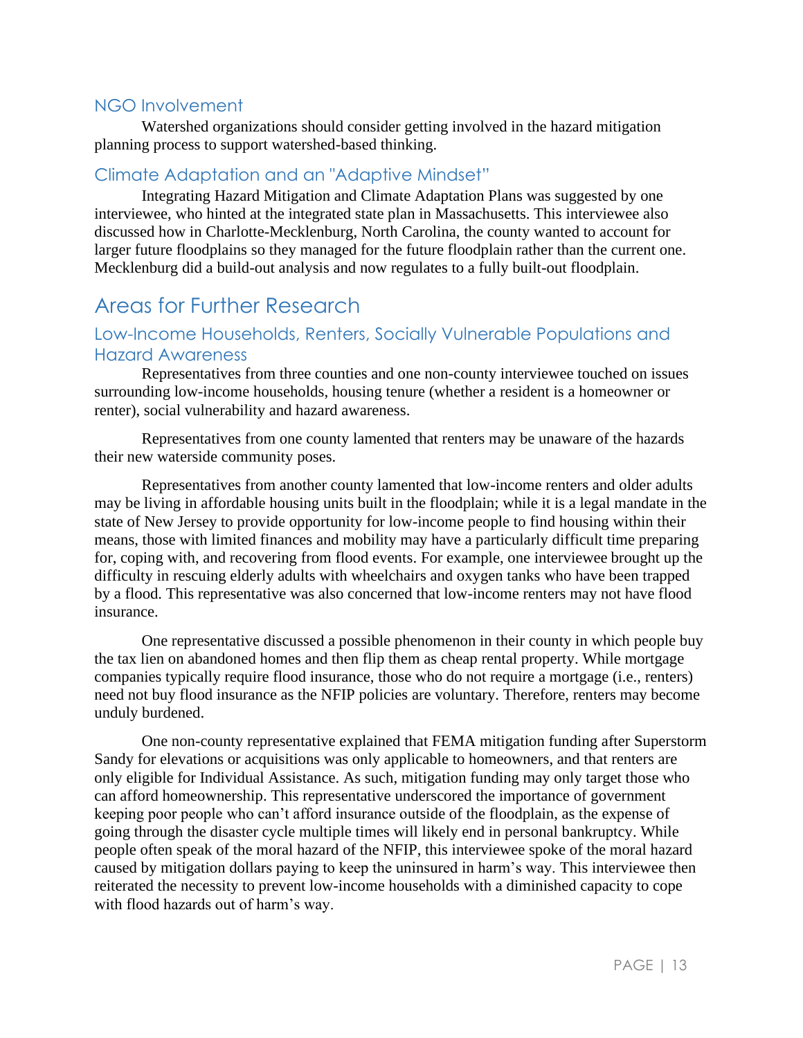### NGO Involvement

Watershed organizations should consider getting involved in the hazard mitigation planning process to support watershed-based thinking.

### Climate Adaptation and an "Adaptive Mindset"

Integrating Hazard Mitigation and Climate Adaptation Plans was suggested by one interviewee, who hinted at the integrated state plan in Massachusetts. This interviewee also discussed how in Charlotte-Mecklenburg, North Carolina, the county wanted to account for larger future floodplains so they managed for the future floodplain rather than the current one. Mecklenburg did a build-out analysis and now regulates to a fully built-out floodplain.

## Areas for Further Research

### Low-Income Households, Renters, Socially Vulnerable Populations and Hazard Awareness

Representatives from three counties and one non-county interviewee touched on issues surrounding low-income households, housing tenure (whether a resident is a homeowner or renter), social vulnerability and hazard awareness.

Representatives from one county lamented that renters may be unaware of the hazards their new waterside community poses.

Representatives from another county lamented that low-income renters and older adults may be living in affordable housing units built in the floodplain; while it is a legal mandate in the state of New Jersey to provide opportunity for low-income people to find housing within their means, those with limited finances and mobility may have a particularly difficult time preparing for, coping with, and recovering from flood events. For example, one interviewee brought up the difficulty in rescuing elderly adults with wheelchairs and oxygen tanks who have been trapped by a flood. This representative was also concerned that low-income renters may not have flood insurance.

One representative discussed a possible phenomenon in their county in which people buy the tax lien on abandoned homes and then flip them as cheap rental property. While mortgage companies typically require flood insurance, those who do not require a mortgage (i.e., renters) need not buy flood insurance as the NFIP policies are voluntary. Therefore, renters may become unduly burdened.

One non-county representative explained that FEMA mitigation funding after Superstorm Sandy for elevations or acquisitions was only applicable to homeowners, and that renters are only eligible for Individual Assistance. As such, mitigation funding may only target those who can afford homeownership. This representative underscored the importance of government keeping poor people who can't afford insurance outside of the floodplain, as the expense of going through the disaster cycle multiple times will likely end in personal bankruptcy. While people often speak of the moral hazard of the NFIP, this interviewee spoke of the moral hazard caused by mitigation dollars paying to keep the uninsured in harm's way. This interviewee then reiterated the necessity to prevent low-income households with a diminished capacity to cope with flood hazards out of harm's way.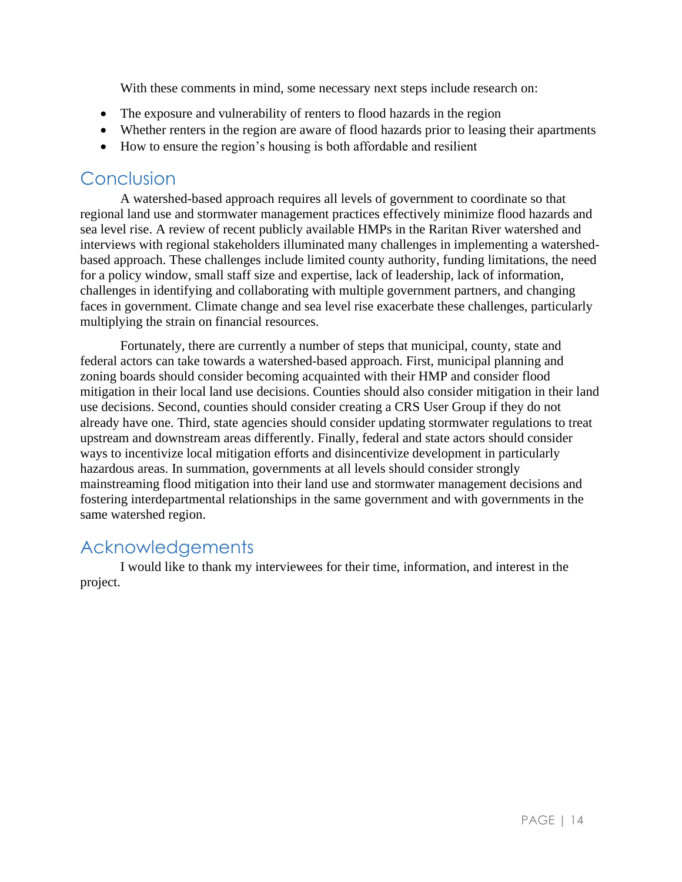With these comments in mind, some necessary next steps include research on:

- The exposure and vulnerability of renters to flood hazards in the region
- Whether renters in the region are aware of flood hazards prior to leasing their apartments
- How to ensure the region's housing is both affordable and resilient

## Conclusion

A watershed-based approach requires all levels of government to coordinate so that regional land use and stormwater management practices effectively minimize flood hazards and sea level rise. A review of recent publicly available HMPs in the Raritan River watershed and interviews with regional stakeholders illuminated many challenges in implementing a watershed-based approach. These challenges include limited county authority, funding limitations, the need for a policy window, small staff size and expertise, lack of leadership, lack of information, challenges in identifying and collaborating with multiple government partners, and changing faces in government. Climate change and sea level rise exacerbate these challenges, particularly multiplying the strain on financial resources.

Fortunately, there are currently a number of steps that municipal, county, state and federal actors can take towards a watershed-based approach. First, municipal planning and zoning boards should consider becoming acquainted with their HMP and consider flood mitigation in their local land use decisions. Counties should also consider mitigation in their land use decisions. Second, counties should consider creating a CRS User Group if they do not already have one. Third, state agencies should consider updating stormwater regulations to treat upstream and downstream areas differently. Finally, federal and state actors should consider ways to incentivize local mitigation efforts and disincentivize development in particularly hazardous areas. In summation, governments at all levels should consider strongly mainstreaming flood mitigation into their land use and stormwater management decisions and fostering interdepartmental relationships in the same government and with governments in the same watershed region.

## Acknowledgements

I would like to thank my interviewees for their time, information, and interest in the project.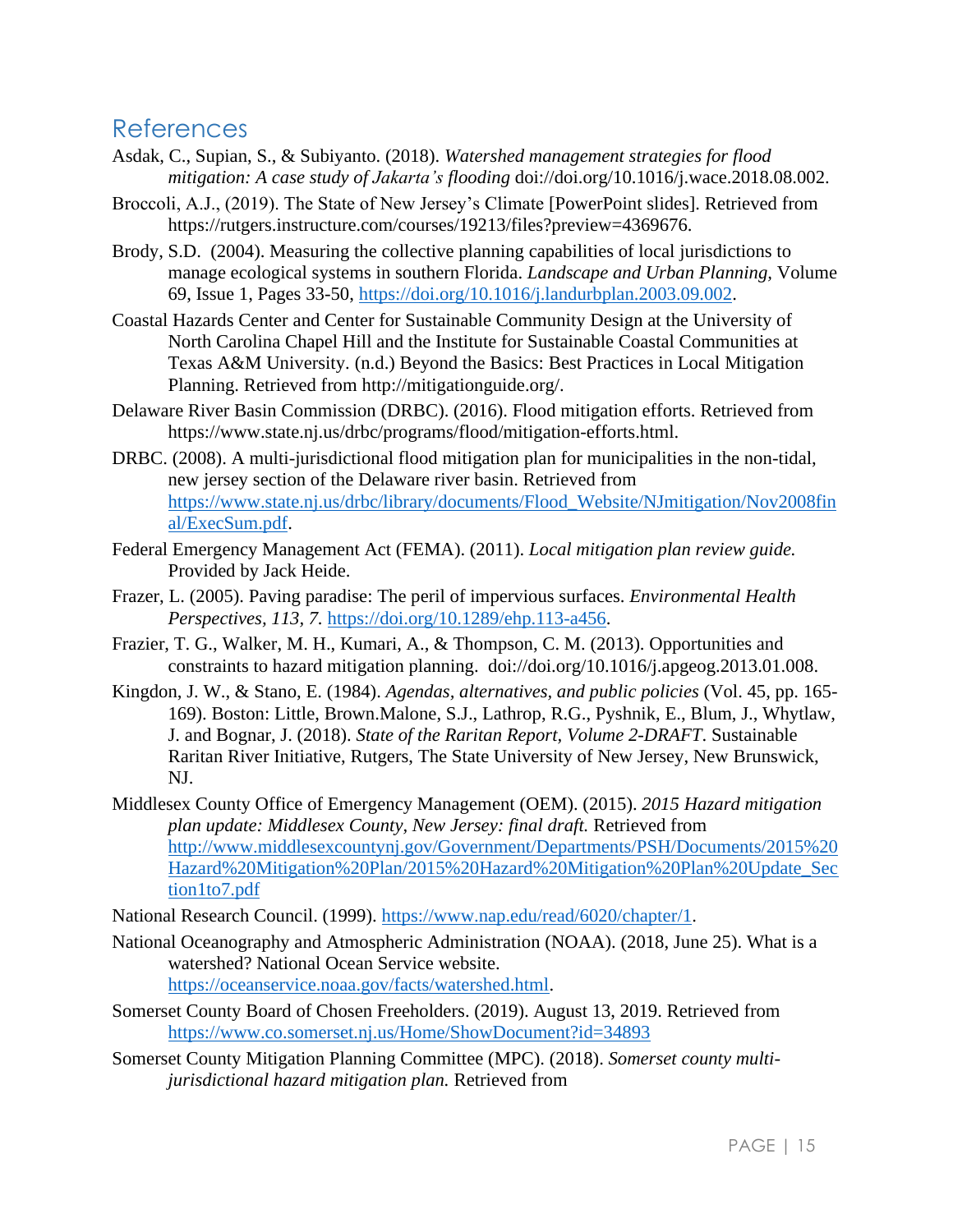## References

Asdak, C., Supian, S., & Subiyanto. (2018). *Watershed management strategies for flood mitigation: A case study of Jakarta's flooding* doi://doi.org/10.1016/j.wace.2018.08.002.

Broccoli, A.J., (2019). The State of New Jersey's Climate [PowerPoint slides]. Retrieved from https://rutgers.instructure.com/courses/19213/files?preview=4369676.

Brody, S.D. (2004). Measuring the collective planning capabilities of local jurisdictions to manage ecological systems in southern Florida. *Landscape and Urban Planning*, Volume 69, Issue 1, Pages 33-50, https://doi.org/10.1016/j.landurbplan.2003.09.002.

Coastal Hazards Center and Center for Sustainable Community Design at the University of North Carolina Chapel Hill and the Institute for Sustainable Coastal Communities at Texas A&M University. (n.d.) Beyond the Basics: Best Practices in Local Mitigation Planning. Retrieved from http://mitigationguide.org/.

Delaware River Basin Commission (DRBC). (2016). Flood mitigation efforts. Retrieved from https://www.state.nj.us/drbc/programs/flood/mitigation-efforts.html.

DRBC. (2008). A multi-jurisdictional flood mitigation plan for municipalities in the non-tidal, new jersey section of the Delaware river basin. Retrieved from https://www.state.nj.us/drbc/library/documents/Flood_Website/NJmitigation/Nov2008final/ExecSum.pdf.

Federal Emergency Management Act (FEMA). (2011). *Local mitigation plan review guide.* Provided by Jack Heide.

Frazer, L. (2005). Paving paradise: The peril of impervious surfaces. *Environmental Health Perspectives*, *113*, *7*. https://doi.org/10.1289/ehp.113-a456.

Frazier, T. G., Walker, M. H., Kumari, A., & Thompson, C. M. (2013). Opportunities and constraints to hazard mitigation planning. doi://doi.org/10.1016/j.apgeog.2013.01.008.

Kingdon, J. W., & Stano, E. (1984). *Agendas, alternatives, and public policies* (Vol. 45, pp. 165-169). Boston: Little, Brown.Malone, S.J., Lathrop, R.G., Pyshnik, E., Blum, J., Whytlaw, J. and Bognar, J. (2018). *State of the Raritan Report, Volume 2-DRAFT*. Sustainable Raritan River Initiative, Rutgers, The State University of New Jersey, New Brunswick, NJ.

Middlesex County Office of Emergency Management (OEM). (2015). *2015 Hazard mitigation plan update: Middlesex County, New Jersey: final draft.* Retrieved from http://www.middlesexcountynj.gov/Government/Departments/PSH/Documents/2015%20Hazard%20Mitigation%20Plan/2015%20Hazard%20Mitigation%20Plan%20Update_Section1to7.pdf

National Research Council. (1999). https://www.nap.edu/read/6020/chapter/1.

National Oceanography and Atmospheric Administration (NOAA). (2018, June 25). What is a watershed? National Ocean Service website. https://oceanservice.noaa.gov/facts/watershed.html.

Somerset County Board of Chosen Freeholders. (2019). August 13, 2019. Retrieved from https://www.co.somerset.nj.us/Home/ShowDocument?id=34893

Somerset County Mitigation Planning Committee (MPC). (2018). *Somerset county multi-jurisdictional hazard mitigation plan.* Retrieved from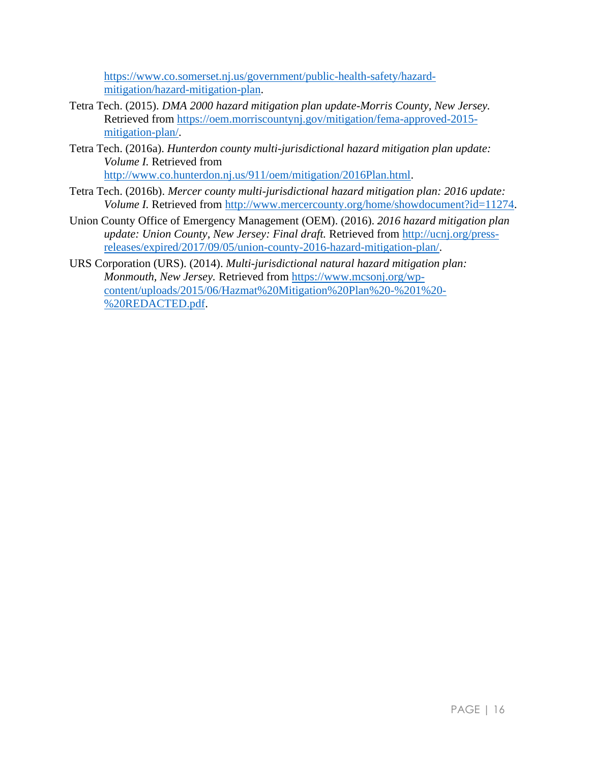https://www.co.somerset.nj.us/government/public-health-safety/hazard-mitigation/hazard-mitigation-plan.

Tetra Tech. (2015). *DMA 2000 hazard mitigation plan update-Morris County, New Jersey.* Retrieved from https://oem.morriscountynj.gov/mitigation/fema-approved-2015-mitigation-plan/.

Tetra Tech. (2016a). *Hunterdon county multi-jurisdictional hazard mitigation plan update: Volume I.* Retrieved from http://www.co.hunterdon.nj.us/911/oem/mitigation/2016Plan.html.

Tetra Tech. (2016b). *Mercer county multi-jurisdictional hazard mitigation plan: 2016 update: Volume I.* Retrieved from http://www.mercercounty.org/home/showdocument?id=11274.

Union County Office of Emergency Management (OEM). (2016). *2016 hazard mitigation plan update: Union County, New Jersey: Final draft.* Retrieved from http://ucnj.org/press-releases/expired/2017/09/05/union-county-2016-hazard-mitigation-plan/.

URS Corporation (URS). (2014). *Multi-jurisdictional natural hazard mitigation plan: Monmouth, New Jersey.* Retrieved from https://www.mcsonj.org/wp-content/uploads/2015/06/Hazmat%20Mitigation%20Plan%20-%201%20-%20REDACTED.pdf.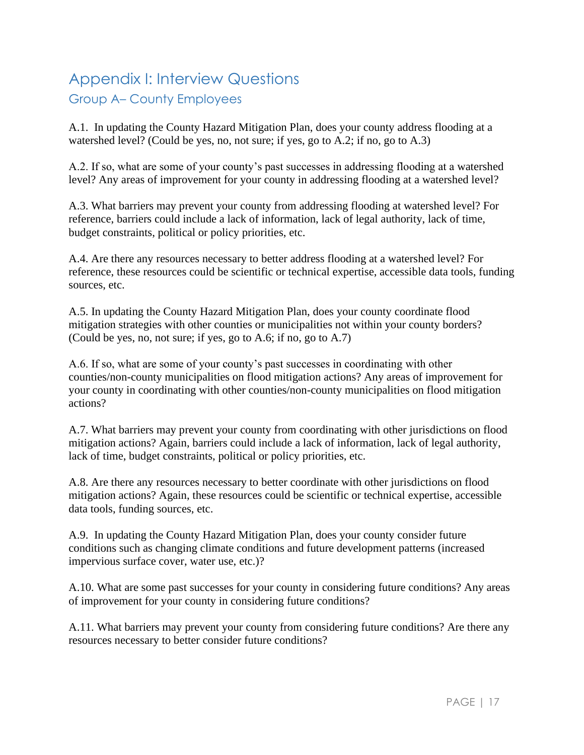# Appendix I: Interview Questions

## Group A– County Employees

A.1. In updating the County Hazard Mitigation Plan, does your county address flooding at a watershed level? (Could be yes, no, not sure; if yes, go to A.2; if no, go to A.3)

A.2. If so, what are some of your county's past successes in addressing flooding at a watershed level? Any areas of improvement for your county in addressing flooding at a watershed level?

A.3. What barriers may prevent your county from addressing flooding at watershed level? For reference, barriers could include a lack of information, lack of legal authority, lack of time, budget constraints, political or policy priorities, etc.

A.4. Are there any resources necessary to better address flooding at a watershed level? For reference, these resources could be scientific or technical expertise, accessible data tools, funding sources, etc.

A.5. In updating the County Hazard Mitigation Plan, does your county coordinate flood mitigation strategies with other counties or municipalities not within your county borders? (Could be yes, no, not sure; if yes, go to A.6; if no, go to A.7)

A.6. If so, what are some of your county's past successes in coordinating with other counties/non-county municipalities on flood mitigation actions? Any areas of improvement for your county in coordinating with other counties/non-county municipalities on flood mitigation actions?

A.7. What barriers may prevent your county from coordinating with other jurisdictions on flood mitigation actions? Again, barriers could include a lack of information, lack of legal authority, lack of time, budget constraints, political or policy priorities, etc.

A.8. Are there any resources necessary to better coordinate with other jurisdictions on flood mitigation actions? Again, these resources could be scientific or technical expertise, accessible data tools, funding sources, etc.

A.9. In updating the County Hazard Mitigation Plan, does your county consider future conditions such as changing climate conditions and future development patterns (increased impervious surface cover, water use, etc.)?

A.10. What are some past successes for your county in considering future conditions? Any areas of improvement for your county in considering future conditions?

A.11. What barriers may prevent your county from considering future conditions? Are there any resources necessary to better consider future conditions?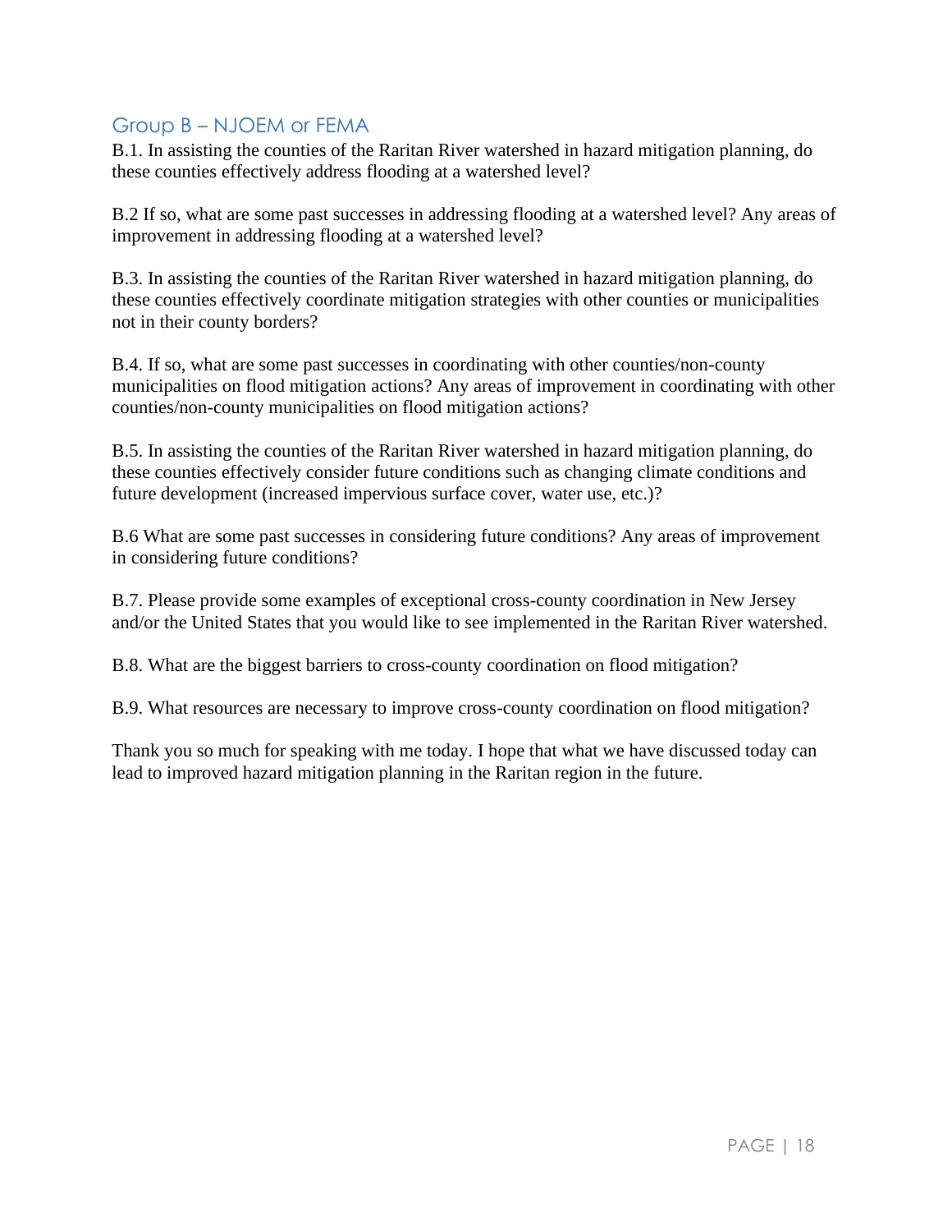## Group B – NJOEM or FEMA

B.1. In assisting the counties of the Raritan River watershed in hazard mitigation planning, do these counties effectively address flooding at a watershed level?

B.2 If so, what are some past successes in addressing flooding at a watershed level? Any areas of improvement in addressing flooding at a watershed level?

B.3. In assisting the counties of the Raritan River watershed in hazard mitigation planning, do these counties effectively coordinate mitigation strategies with other counties or municipalities not in their county borders?

B.4. If so, what are some past successes in coordinating with other counties/non-county municipalities on flood mitigation actions? Any areas of improvement in coordinating with other counties/non-county municipalities on flood mitigation actions?

B.5. In assisting the counties of the Raritan River watershed in hazard mitigation planning, do these counties effectively consider future conditions such as changing climate conditions and future development (increased impervious surface cover, water use, etc.)?

B.6 What are some past successes in considering future conditions? Any areas of improvement in considering future conditions?

B.7. Please provide some examples of exceptional cross-county coordination in New Jersey and/or the United States that you would like to see implemented in the Raritan River watershed.

B.8. What are the biggest barriers to cross-county coordination on flood mitigation?

B.9. What resources are necessary to improve cross-county coordination on flood mitigation?

Thank you so much for speaking with me today. I hope that what we have discussed today can lead to improved hazard mitigation planning in the Raritan region in the future.